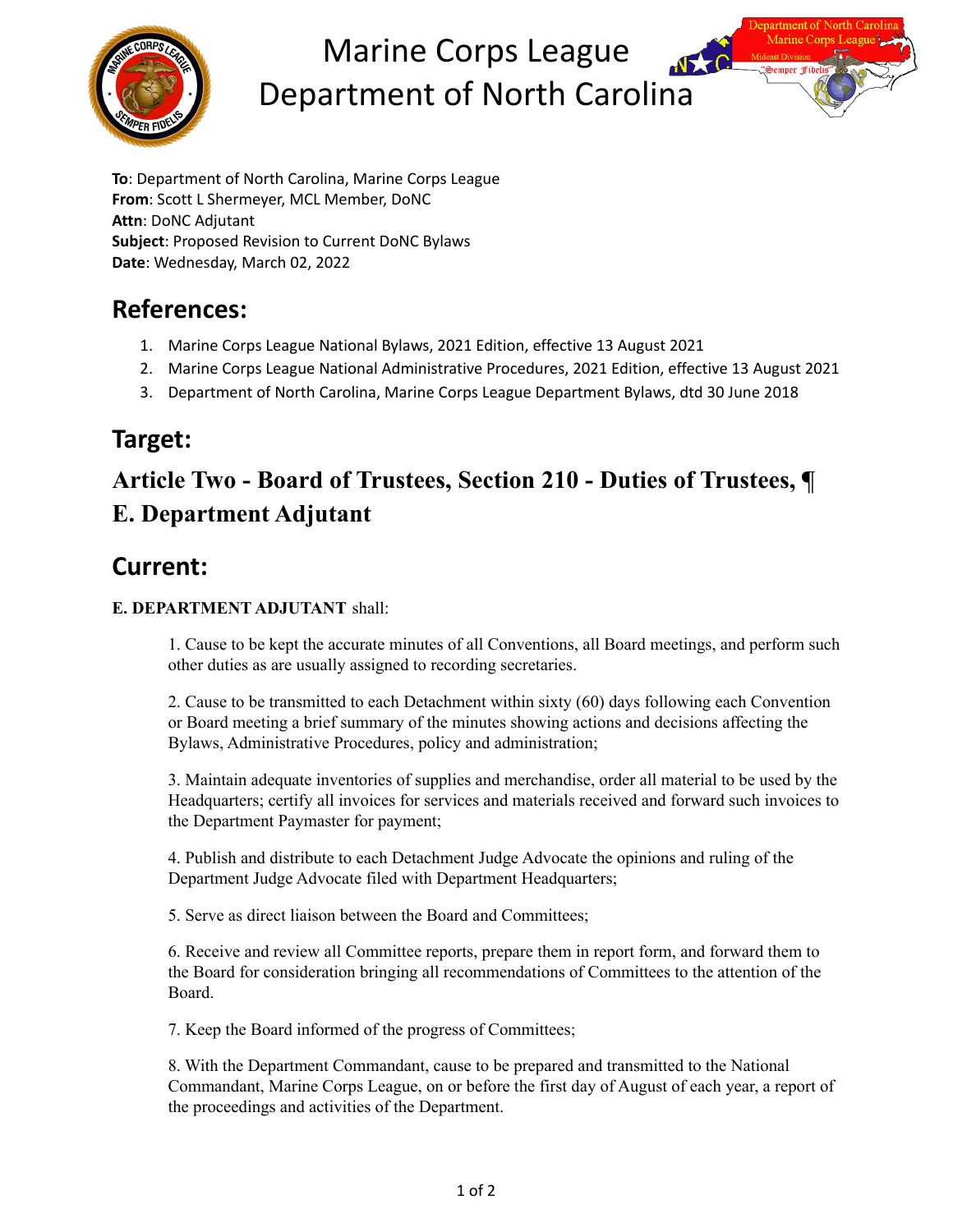# Marine Corps League
# Department of North Carolina

**To**: Department of North Carolina, Marine Corps League
**From**: Scott L Shermeyer, MCL Member, DoNC
**Attn**: DoNC Adjutant
**Subject**: Proposed Revision to Current DoNC Bylaws
**Date**: Wednesday, March 02, 2022

## References:

1. Marine Corps League National Bylaws, 2021 Edition, effective 13 August 2021
2. Marine Corps League National Administrative Procedures, 2021 Edition, effective 13 August 2021
3. Department of North Carolina, Marine Corps League Department Bylaws, dtd 30 June 2018

## Target:

### Article Two - Board of Trustees, Section 210 - Duties of Trustees, ¶ E. Department Adjutant

## Current:

**E. DEPARTMENT ADJUTANT** shall:

1. Cause to be kept the accurate minutes of all Conventions, all Board meetings, and perform such other duties as are usually assigned to recording secretaries.

2. Cause to be transmitted to each Detachment within sixty (60) days following each Convention or Board meeting a brief summary of the minutes showing actions and decisions affecting the Bylaws, Administrative Procedures, policy and administration;

3. Maintain adequate inventories of supplies and merchandise, order all material to be used by the Headquarters; certify all invoices for services and materials received and forward such invoices to the Department Paymaster for payment;

4. Publish and distribute to each Detachment Judge Advocate the opinions and ruling of the Department Judge Advocate filed with Department Headquarters;

5. Serve as direct liaison between the Board and Committees;

6. Receive and review all Committee reports, prepare them in report form, and forward them to the Board for consideration bringing all recommendations of Committees to the attention of the Board.

7. Keep the Board informed of the progress of Committees;

8. With the Department Commandant, cause to be prepared and transmitted to the National Commandant, Marine Corps League, on or before the first day of August of each year, a report of the proceedings and activities of the Department.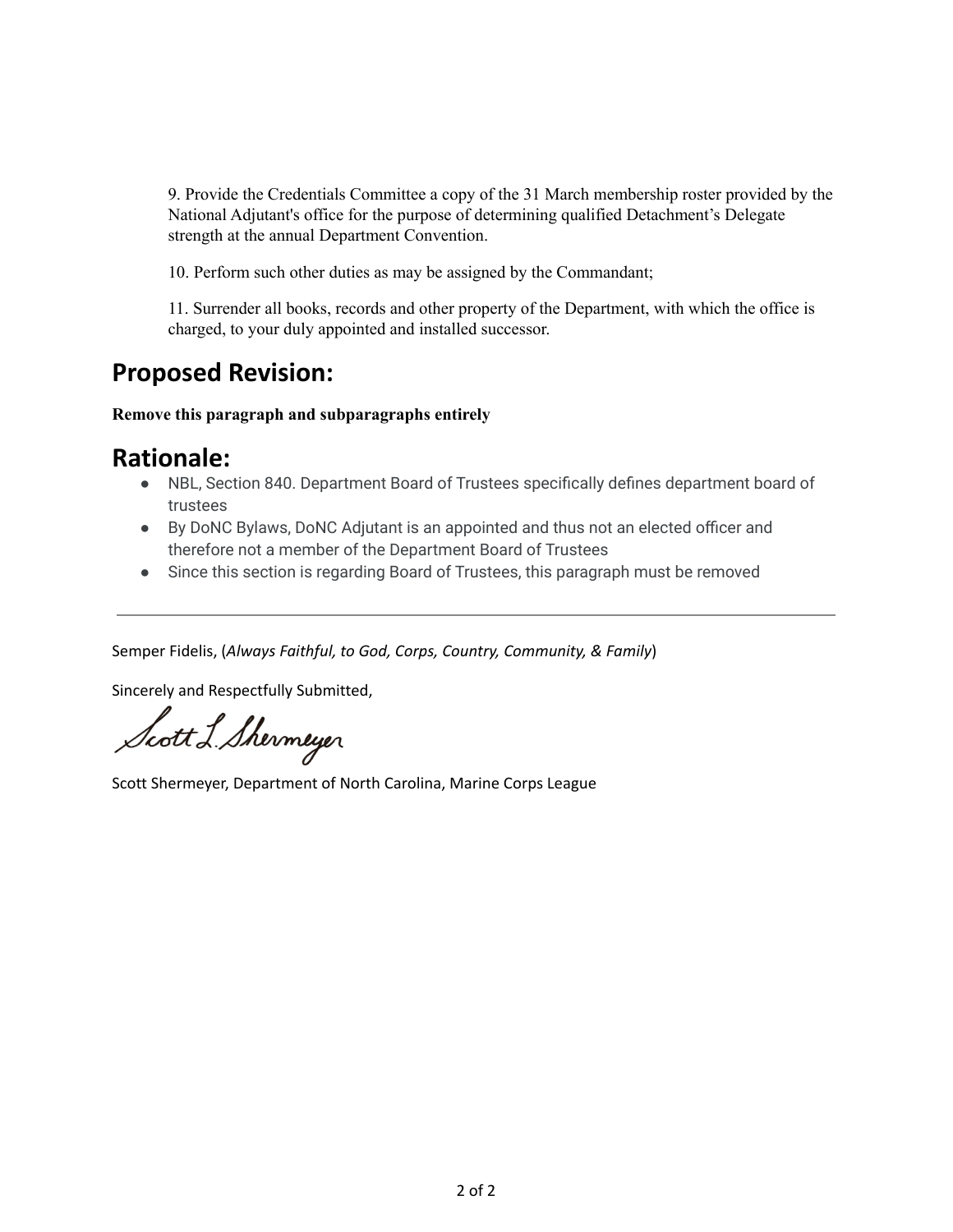9. Provide the Credentials Committee a copy of the 31 March membership roster provided by the National Adjutant's office for the purpose of determining qualified Detachment's Delegate strength at the annual Department Convention.

10. Perform such other duties as may be assigned by the Commandant;

11. Surrender all books, records and other property of the Department, with which the office is charged, to your duly appointed and installed successor.

## Proposed Revision:

**Remove this paragraph and subparagraphs entirely**

## Rationale:

- NBL, Section 840. Department Board of Trustees specifically defines department board of trustees
- By DoNC Bylaws, DoNC Adjutant is an appointed and thus not an elected officer and therefore not a member of the Department Board of Trustees
- Since this section is regarding Board of Trustees, this paragraph must be removed

---

Semper Fidelis, (*Always Faithful, to God, Corps, Country, Community, & Family*)

Sincerely and Respectfully Submitted,

Scott L. Shermeyer

Scott Shermeyer, Department of North Carolina, Marine Corps League